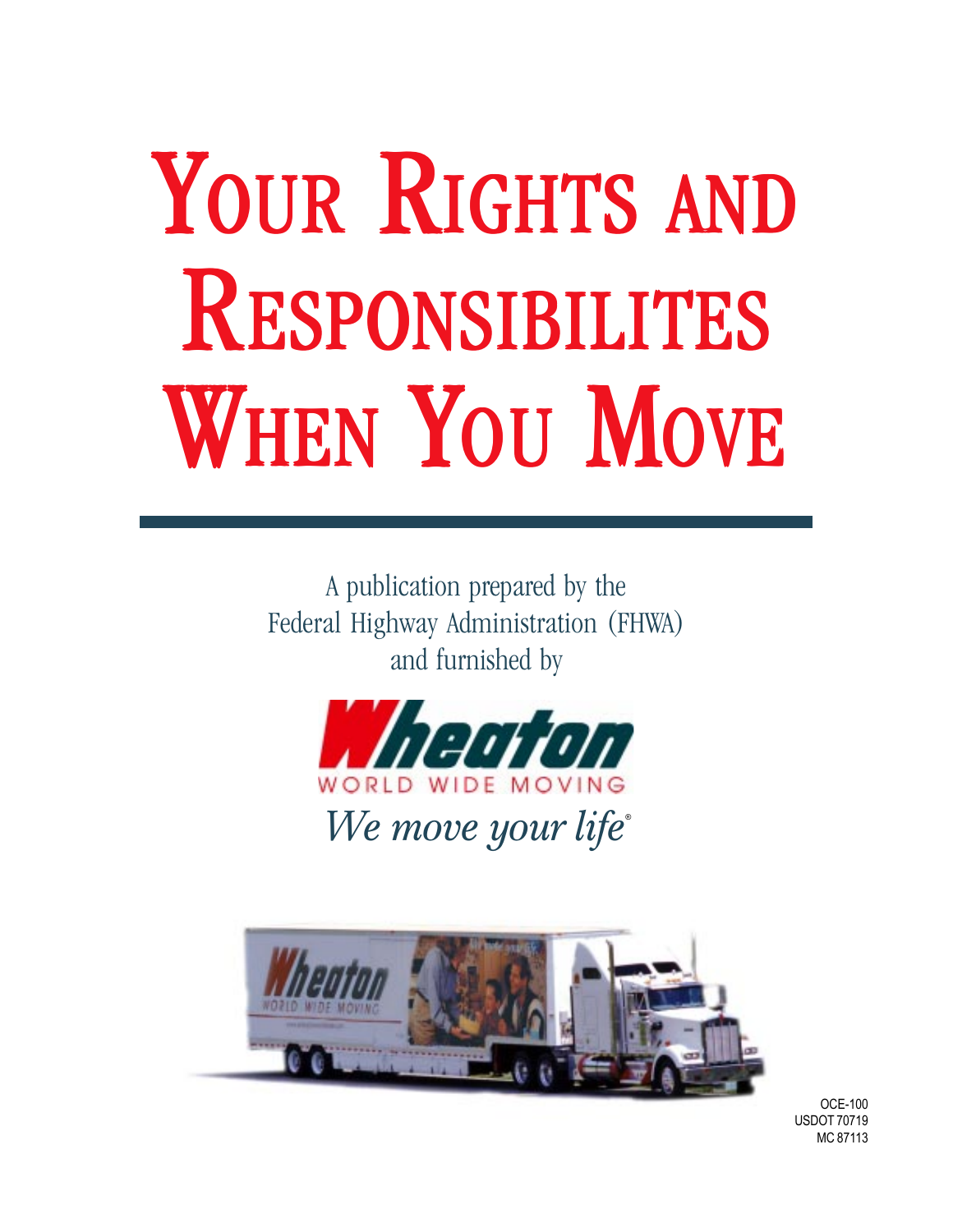# YOUR RIGHTS AND RESPONSIBILITES WHEN YOU MOVE

A publication prepared by the
Federal Highway Administration (FHWA)
and furnished by

Wheaton
WORLD WIDE MOVING
*We move your life*®

OCE-100
USDOT 70719
MC 87113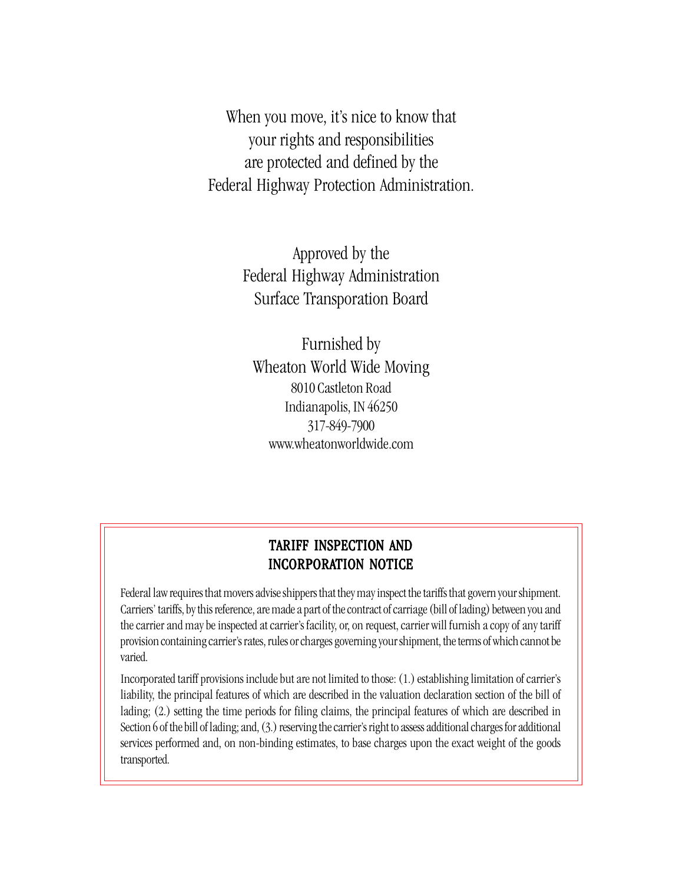When you move, it's nice to know that
your rights and responsibilities
are protected and defined by the
Federal Highway Protection Administration.

Approved by the
Federal Highway Administration
Surface Transporation Board

Furnished by
Wheaton World Wide Moving
8010 Castleton Road
Indianapolis, IN 46250
317-849-7900
www.wheatonworldwide.com

## TARIFF INSPECTION AND INCORPORATION NOTICE

Federal law requires that movers advise shippers that they may inspect the tariffs that govern your shipment. Carriers' tariffs, by this reference, are made a part of the contract of carriage (bill of lading) between you and the carrier and may be inspected at carrier's facility, or, on request, carrier will furnish a copy of any tariff provision containing carrier's rates, rules or charges governing your shipment, the terms of which cannot be varied.

Incorporated tariff provisions include but are not limited to those: (1.) establishing limitation of carrier's liability, the principal features of which are described in the valuation declaration section of the bill of lading; (2.) setting the time periods for filing claims, the principal features of which are described in Section 6 of the bill of lading; and, (3.) reserving the carrier's right to assess additional charges for additional services performed and, on non-binding estimates, to base charges upon the exact weight of the goods transported.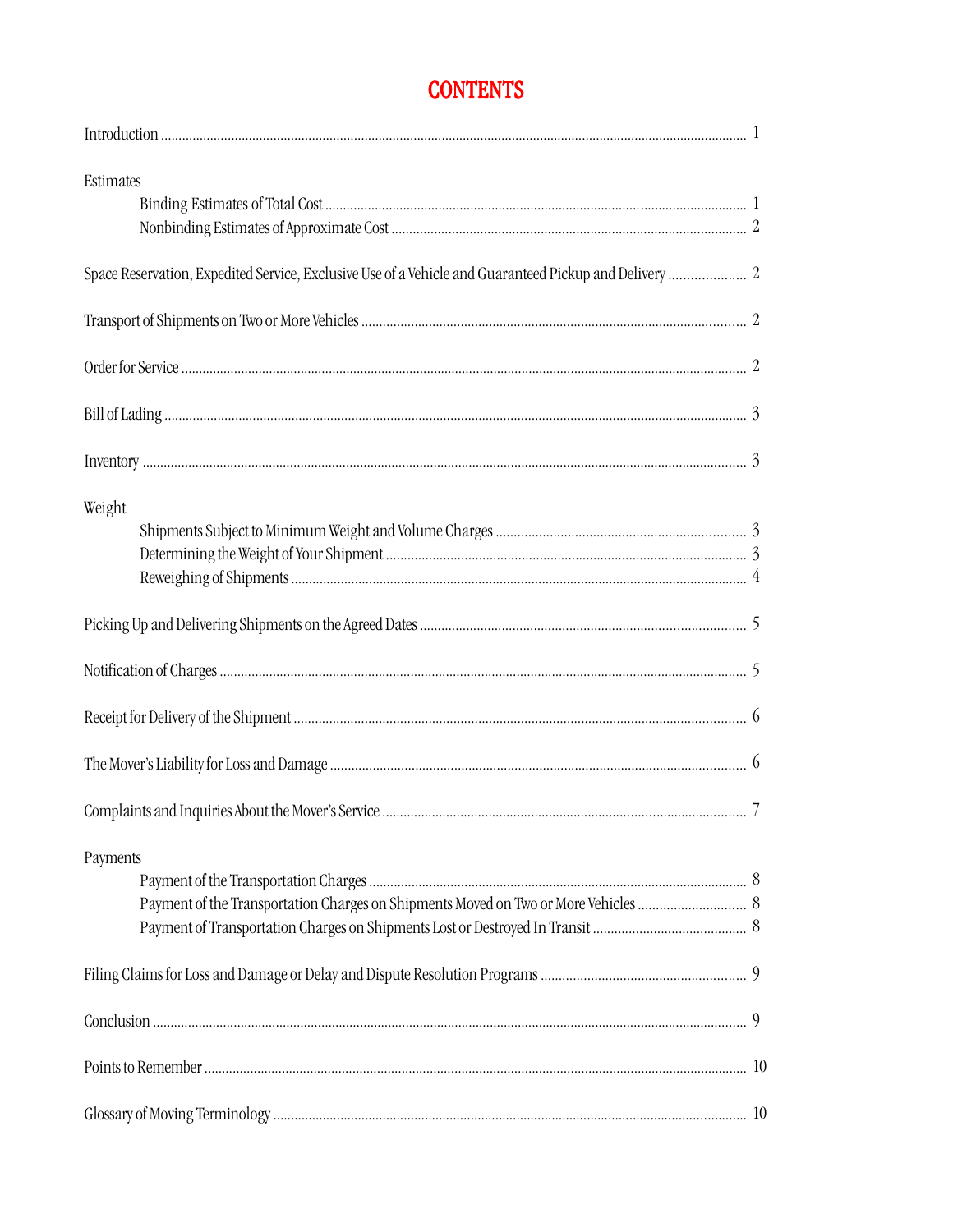# CONTENTS

Introduction ........ 1

Estimates

- Binding Estimates of Total Cost ........ 1
- Nonbinding Estimates of Approximate Cost ........ 2

Space Reservation, Expedited Service, Exclusive Use of a Vehicle and Guaranteed Pickup and Delivery ........ 2

Transport of Shipments on Two or More Vehicles ........ 2

Order for Service ........ 2

Bill of Lading ........ 3

Inventory ........ 3

Weight

- Shipments Subject to Minimum Weight and Volume Charges ........ 3
- Determining the Weight of Your Shipment ........ 3
- Reweighing of Shipments ........ 4

Picking Up and Delivering Shipments on the Agreed Dates ........ 5

Notification of Charges ........ 5

Receipt for Delivery of the Shipment ........ 6

The Mover's Liability for Loss and Damage ........ 6

Complaints and Inquiries About the Mover's Service ........ 7

Payments

- Payment of the Transportation Charges ........ 8
- Payment of the Transportation Charges on Shipments Moved on Two or More Vehicles ........ 8
- Payment of Transportation Charges on Shipments Lost or Destroyed In Transit ........ 8

Filing Claims for Loss and Damage or Delay and Dispute Resolution Programs ........ 9

Conclusion ........ 9

Points to Remember ........ 10

Glossary of Moving Terminology ........ 10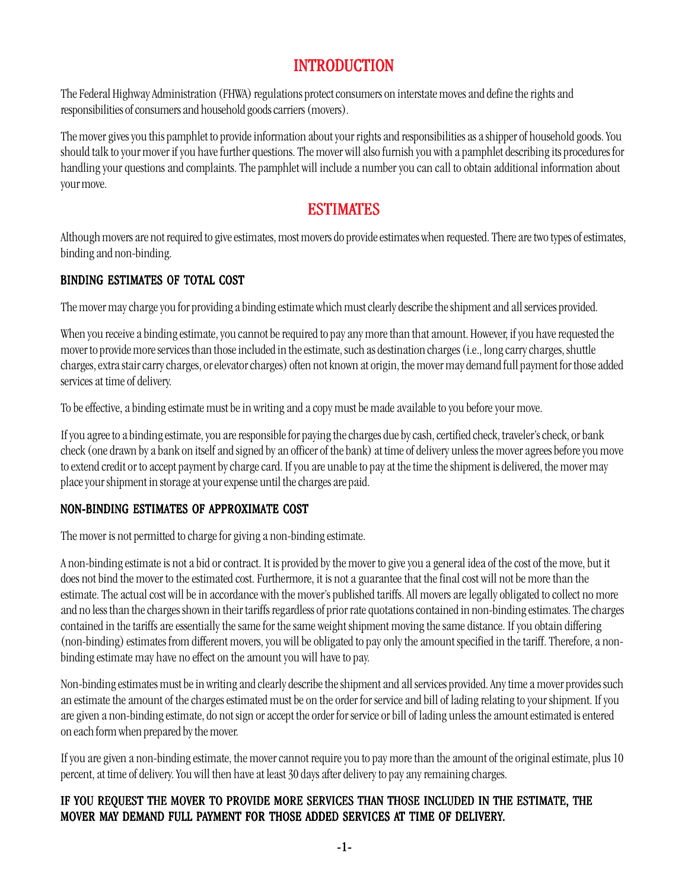# INTRODUCTION

The Federal Highway Administration (FHWA) regulations protect consumers on interstate moves and define the rights and responsibilities of consumers and household goods carriers (movers).

The mover gives you this pamphlet to provide information about your rights and responsibilities as a shipper of household goods. You should talk to your mover if you have further questions. The mover will also furnish you with a pamphlet describing its procedures for handling your questions and complaints. The pamphlet will include a number you can call to obtain additional information about your move.

# ESTIMATES

Although movers are not required to give estimates, most movers do provide estimates when requested. There are two types of estimates, binding and non-binding.

## BINDING ESTIMATES OF TOTAL COST

The mover may charge you for providing a binding estimate which must clearly describe the shipment and all services provided.

When you receive a binding estimate, you cannot be required to pay any more than that amount. However, if you have requested the mover to provide more services than those included in the estimate, such as destination charges (i.e., long carry charges, shuttle charges, extra stair carry charges, or elevator charges) often not known at origin, the mover may demand full payment for those added services at time of delivery.

To be effective, a binding estimate must be in writing and a copy must be made available to you before your move.

If you agree to a binding estimate, you are responsible for paying the charges due by cash, certified check, traveler's check, or bank check (one drawn by a bank on itself and signed by an officer of the bank) at time of delivery unless the mover agrees before you move to extend credit or to accept payment by charge card. If you are unable to pay at the time the shipment is delivered, the mover may place your shipment in storage at your expense until the charges are paid.

## NON-BINDING ESTIMATES OF APPROXIMATE COST

The mover is not permitted to charge for giving a non-binding estimate.

A non-binding estimate is not a bid or contract. It is provided by the mover to give you a general idea of the cost of the move, but it does not bind the mover to the estimated cost. Furthermore, it is not a guarantee that the final cost will not be more than the estimate. The actual cost will be in accordance with the mover's published tariffs. All movers are legally obligated to collect no more and no less than the charges shown in their tariffs regardless of prior rate quotations contained in non-binding estimates. The charges contained in the tariffs are essentially the same for the same weight shipment moving the same distance. If you obtain differing (non-binding) estimates from different movers, you will be obligated to pay only the amount specified in the tariff. Therefore, a non-binding estimate may have no effect on the amount you will have to pay.

Non-binding estimates must be in writing and clearly describe the shipment and all services provided. Any time a mover provides such an estimate the amount of the charges estimated must be on the order for service and bill of lading relating to your shipment. If you are given a non-binding estimate, do not sign or accept the order for service or bill of lading unless the amount estimated is entered on each form when prepared by the mover.

If you are given a non-binding estimate, the mover cannot require you to pay more than the amount of the original estimate, plus 10 percent, at time of delivery. You will then have at least 30 days after delivery to pay any remaining charges.

**IF YOU REQUEST THE MOVER TO PROVIDE MORE SERVICES THAN THOSE INCLUDED IN THE ESTIMATE, THE MOVER MAY DEMAND FULL PAYMENT FOR THOSE ADDED SERVICES AT TIME OF DELIVERY.**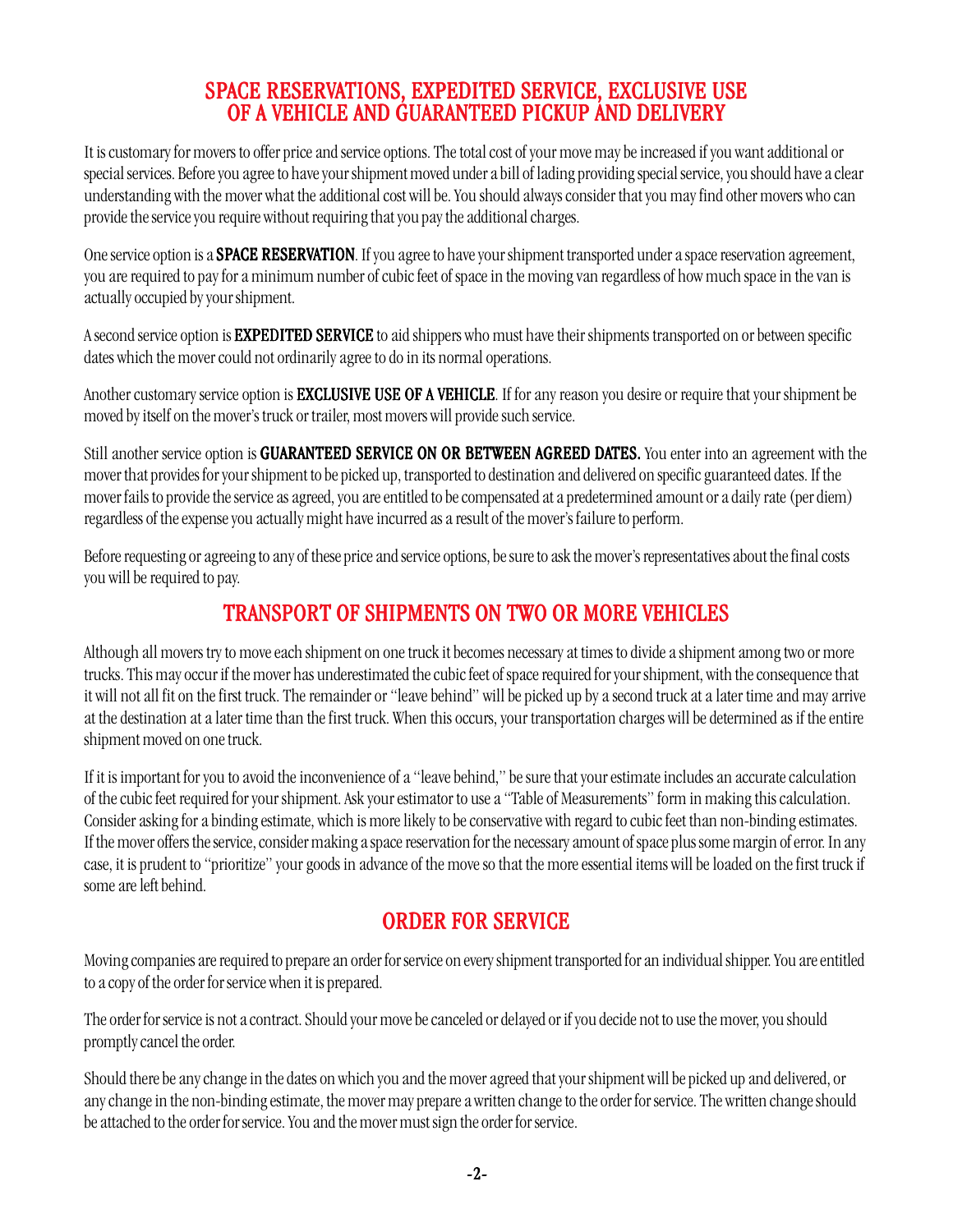## SPACE RESERVATIONS, EXPEDITED SERVICE, EXCLUSIVE USE OF A VEHICLE AND GUARANTEED PICKUP AND DELIVERY

It is customary for movers to offer price and service options. The total cost of your move may be increased if you want additional or special services. Before you agree to have your shipment moved under a bill of lading providing special service, you should have a clear understanding with the mover what the additional cost will be. You should always consider that you may find other movers who can provide the service you require without requiring that you pay the additional charges.

One service option is a **SPACE RESERVATION**. If you agree to have your shipment transported under a space reservation agreement, you are required to pay for a minimum number of cubic feet of space in the moving van regardless of how much space in the van is actually occupied by your shipment.

A second service option is **EXPEDITED SERVICE** to aid shippers who must have their shipments transported on or between specific dates which the mover could not ordinarily agree to do in its normal operations.

Another customary service option is **EXCLUSIVE USE OF A VEHICLE**. If for any reason you desire or require that your shipment be moved by itself on the mover's truck or trailer, most movers will provide such service.

Still another service option is **GUARANTEED SERVICE ON OR BETWEEN AGREED DATES.** You enter into an agreement with the mover that provides for your shipment to be picked up, transported to destination and delivered on specific guaranteed dates. If the mover fails to provide the service as agreed, you are entitled to be compensated at a predetermined amount or a daily rate (per diem) regardless of the expense you actually might have incurred as a result of the mover's failure to perform.

Before requesting or agreeing to any of these price and service options, be sure to ask the mover's representatives about the final costs you will be required to pay.

## TRANSPORT OF SHIPMENTS ON TWO OR MORE VEHICLES

Although all movers try to move each shipment on one truck it becomes necessary at times to divide a shipment among two or more trucks. This may occur if the mover has underestimated the cubic feet of space required for your shipment, with the consequence that it will not all fit on the first truck. The remainder or "leave behind" will be picked up by a second truck at a later time and may arrive at the destination at a later time than the first truck. When this occurs, your transportation charges will be determined as if the entire shipment moved on one truck.

If it is important for you to avoid the inconvenience of a "leave behind," be sure that your estimate includes an accurate calculation of the cubic feet required for your shipment. Ask your estimator to use a "Table of Measurements" form in making this calculation. Consider asking for a binding estimate, which is more likely to be conservative with regard to cubic feet than non-binding estimates. If the mover offers the service, consider making a space reservation for the necessary amount of space plus some margin of error. In any case, it is prudent to "prioritize" your goods in advance of the move so that the more essential items will be loaded on the first truck if some are left behind.

## ORDER FOR SERVICE

Moving companies are required to prepare an order for service on every shipment transported for an individual shipper. You are entitled to a copy of the order for service when it is prepared.

The order for service is not a contract. Should your move be canceled or delayed or if you decide not to use the mover, you should promptly cancel the order.

Should there be any change in the dates on which you and the mover agreed that your shipment will be picked up and delivered, or any change in the non-binding estimate, the mover may prepare a written change to the order for service. The written change should be attached to the order for service. You and the mover must sign the order for service.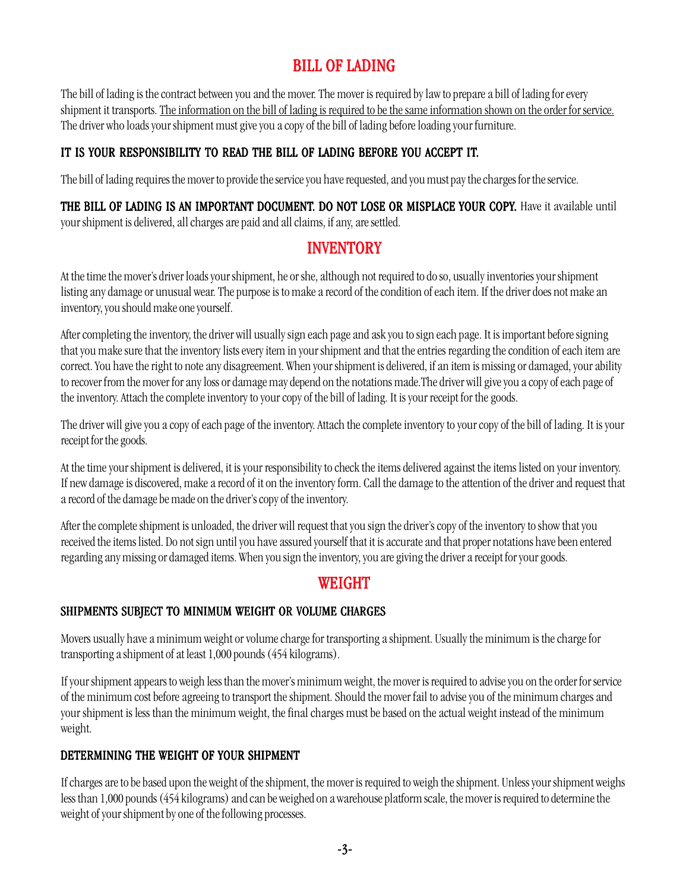## BILL OF LADING

The bill of lading is the contract between you and the mover. The mover is required by law to prepare a bill of lading for every shipment it transports. The information on the bill of lading is required to be the same information shown on the order for service. The driver who loads your shipment must give you a copy of the bill of lading before loading your furniture.

**IT IS YOUR RESPONSIBILITY TO READ THE BILL OF LADING BEFORE YOU ACCEPT IT.**

The bill of lading requires the mover to provide the service you have requested, and you must pay the charges for the service.

**THE BILL OF LADING IS AN IMPORTANT DOCUMENT. DO NOT LOSE OR MISPLACE YOUR COPY.** Have it available until your shipment is delivered, all charges are paid and all claims, if any, are settled.

## INVENTORY

At the time the mover's driver loads your shipment, he or she, although not required to do so, usually inventories your shipment listing any damage or unusual wear. The purpose is to make a record of the condition of each item. If the driver does not make an inventory, you should make one yourself.

After completing the inventory, the driver will usually sign each page and ask you to sign each page. It is important before signing that you make sure that the inventory lists every item in your shipment and that the entries regarding the condition of each item are correct. You have the right to note any disagreement. When your shipment is delivered, if an item is missing or damaged, your ability to recover from the mover for any loss or damage may depend on the notations made.The driver will give you a copy of each page of the inventory. Attach the complete inventory to your copy of the bill of lading. It is your receipt for the goods.

The driver will give you a copy of each page of the inventory. Attach the complete inventory to your copy of the bill of lading. It is your receipt for the goods.

At the time your shipment is delivered, it is your responsibility to check the items delivered against the items listed on your inventory. If new damage is discovered, make a record of it on the inventory form. Call the damage to the attention of the driver and request that a record of the damage be made on the driver's copy of the inventory.

After the complete shipment is unloaded, the driver will request that you sign the driver's copy of the inventory to show that you received the items listed. Do not sign until you have assured yourself that it is accurate and that proper notations have been entered regarding any missing or damaged items. When you sign the inventory, you are giving the driver a receipt for your goods.

## WEIGHT

### SHIPMENTS SUBJECT TO MINIMUM WEIGHT OR VOLUME CHARGES

Movers usually have a minimum weight or volume charge for transporting a shipment. Usually the minimum is the charge for transporting a shipment of at least 1,000 pounds (454 kilograms).

If your shipment appears to weigh less than the mover's minimum weight, the mover is required to advise you on the order for service of the minimum cost before agreeing to transport the shipment. Should the mover fail to advise you of the minimum charges and your shipment is less than the minimum weight, the final charges must be based on the actual weight instead of the minimum weight.

### DETERMINING THE WEIGHT OF YOUR SHIPMENT

If charges are to be based upon the weight of the shipment, the mover is required to weigh the shipment. Unless your shipment weighs less than 1,000 pounds (454 kilograms) and can be weighed on a warehouse platform scale, the mover is required to determine the weight of your shipment by one of the following processes.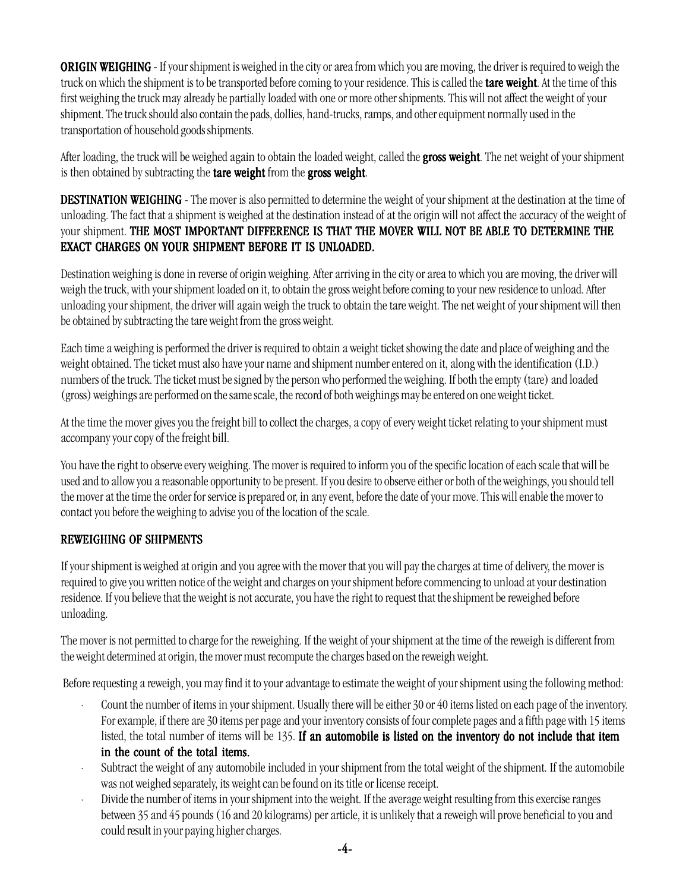**ORIGIN WEIGHING** - If your shipment is weighed in the city or area from which you are moving, the driver is required to weigh the truck on which the shipment is to be transported before coming to your residence. This is called the **tare weight**. At the time of this first weighing the truck may already be partially loaded with one or more other shipments. This will not affect the weight of your shipment. The truck should also contain the pads, dollies, hand-trucks, ramps, and other equipment normally used in the transportation of household goods shipments.

After loading, the truck will be weighed again to obtain the loaded weight, called the **gross weight**. The net weight of your shipment is then obtained by subtracting the **tare weight** from the **gross weight**.

**DESTINATION WEIGHING** - The mover is also permitted to determine the weight of your shipment at the destination at the time of unloading. The fact that a shipment is weighed at the destination instead of at the origin will not affect the accuracy of the weight of your shipment. **THE MOST IMPORTANT DIFFERENCE IS THAT THE MOVER WILL NOT BE ABLE TO DETERMINE THE EXACT CHARGES ON YOUR SHIPMENT BEFORE IT IS UNLOADED.**

Destination weighing is done in reverse of origin weighing. After arriving in the city or area to which you are moving, the driver will weigh the truck, with your shipment loaded on it, to obtain the gross weight before coming to your new residence to unload. After unloading your shipment, the driver will again weigh the truck to obtain the tare weight. The net weight of your shipment will then be obtained by subtracting the tare weight from the gross weight.

Each time a weighing is performed the driver is required to obtain a weight ticket showing the date and place of weighing and the weight obtained. The ticket must also have your name and shipment number entered on it, along with the identification (I.D.) numbers of the truck. The ticket must be signed by the person who performed the weighing. If both the empty (tare) and loaded (gross) weighings are performed on the same scale, the record of both weighings may be entered on one weight ticket.

At the time the mover gives you the freight bill to collect the charges, a copy of every weight ticket relating to your shipment must accompany your copy of the freight bill.

You have the right to observe every weighing. The mover is required to inform you of the specific location of each scale that will be used and to allow you a reasonable opportunity to be present. If you desire to observe either or both of the weighings, you should tell the mover at the time the order for service is prepared or, in any event, before the date of your move. This will enable the mover to contact you before the weighing to advise you of the location of the scale.

## REWEIGHING OF SHIPMENTS

If your shipment is weighed at origin and you agree with the mover that you will pay the charges at time of delivery, the mover is required to give you written notice of the weight and charges on your shipment before commencing to unload at your destination residence. If you believe that the weight is not accurate, you have the right to request that the shipment be reweighed before unloading.

The mover is not permitted to charge for the reweighing. If the weight of your shipment at the time of the reweigh is different from the weight determined at origin, the mover must recompute the charges based on the reweigh weight.

Before requesting a reweigh, you may find it to your advantage to estimate the weight of your shipment using the following method:

- Count the number of items in your shipment. Usually there will be either 30 or 40 items listed on each page of the inventory. For example, if there are 30 items per page and your inventory consists of four complete pages and a fifth page with 15 items listed, the total number of items will be 135. **If an automobile is listed on the inventory do not include that item in the count of the total items.**
- Subtract the weight of any automobile included in your shipment from the total weight of the shipment. If the automobile was not weighed separately, its weight can be found on its title or license receipt.
- Divide the number of items in your shipment into the weight. If the average weight resulting from this exercise ranges between 35 and 45 pounds (16 and 20 kilograms) per article, it is unlikely that a reweigh will prove beneficial to you and could result in your paying higher charges.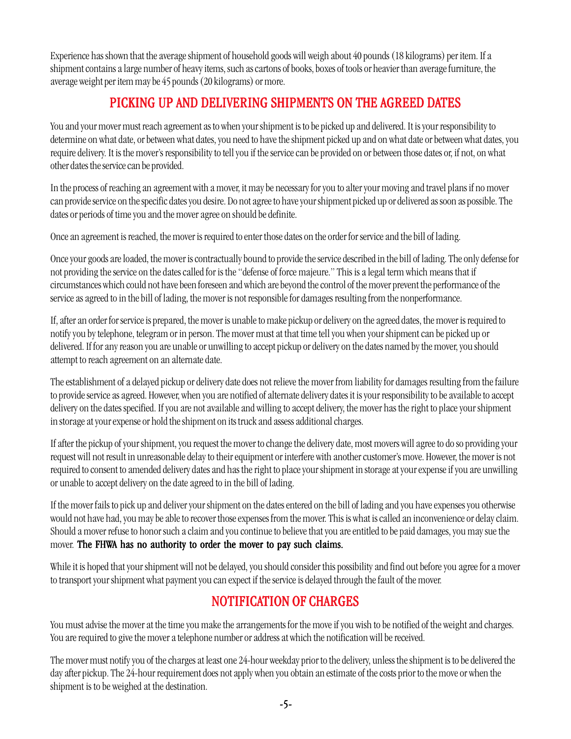Experience has shown that the average shipment of household goods will weigh about 40 pounds (18 kilograms) per item. If a shipment contains a large number of heavy items, such as cartons of books, boxes of tools or heavier than average furniture, the average weight per item may be 45 pounds (20 kilograms) or more.

## PICKING UP AND DELIVERING SHIPMENTS ON THE AGREED DATES

You and your mover must reach agreement as to when your shipment is to be picked up and delivered. It is your responsibility to determine on what date, or between what dates, you need to have the shipment picked up and on what date or between what dates, you require delivery. It is the mover's responsibility to tell you if the service can be provided on or between those dates or, if not, on what other dates the service can be provided.

In the process of reaching an agreement with a mover, it may be necessary for you to alter your moving and travel plans if no mover can provide service on the specific dates you desire. Do not agree to have your shipment picked up or delivered as soon as possible. The dates or periods of time you and the mover agree on should be definite.

Once an agreement is reached, the mover is required to enter those dates on the order for service and the bill of lading.

Once your goods are loaded, the mover is contractually bound to provide the service described in the bill of lading. The only defense for not providing the service on the dates called for is the "defense of force majeure." This is a legal term which means that if circumstances which could not have been foreseen and which are beyond the control of the mover prevent the performance of the service as agreed to in the bill of lading, the mover is not responsible for damages resulting from the nonperformance.

If, after an order for service is prepared, the mover is unable to make pickup or delivery on the agreed dates, the mover is required to notify you by telephone, telegram or in person. The mover must at that time tell you when your shipment can be picked up or delivered. If for any reason you are unable or unwilling to accept pickup or delivery on the dates named by the mover, you should attempt to reach agreement on an alternate date.

The establishment of a delayed pickup or delivery date does not relieve the mover from liability for damages resulting from the failure to provide service as agreed. However, when you are notified of alternate delivery dates it is your responsibility to be available to accept delivery on the dates specified. If you are not available and willing to accept delivery, the mover has the right to place your shipment in storage at your expense or hold the shipment on its truck and assess additional charges.

If after the pickup of your shipment, you request the mover to change the delivery date, most movers will agree to do so providing your request will not result in unreasonable delay to their equipment or interfere with another customer's move. However, the mover is not required to consent to amended delivery dates and has the right to place your shipment in storage at your expense if you are unwilling or unable to accept delivery on the date agreed to in the bill of lading.

If the mover fails to pick up and deliver your shipment on the dates entered on the bill of lading and you have expenses you otherwise would not have had, you may be able to recover those expenses from the mover. This is what is called an inconvenience or delay claim. Should a mover refuse to honor such a claim and you continue to believe that you are entitled to be paid damages, you may sue the mover. **The FHWA has no authority to order the mover to pay such claims.**

While it is hoped that your shipment will not be delayed, you should consider this possibility and find out before you agree for a mover to transport your shipment what payment you can expect if the service is delayed through the fault of the mover.

## NOTIFICATION OF CHARGES

You must advise the mover at the time you make the arrangements for the move if you wish to be notified of the weight and charges. You are required to give the mover a telephone number or address at which the notification will be received.

The mover must notify you of the charges at least one 24-hour weekday prior to the delivery, unless the shipment is to be delivered the day after pickup. The 24-hour requirement does not apply when you obtain an estimate of the costs prior to the move or when the shipment is to be weighed at the destination.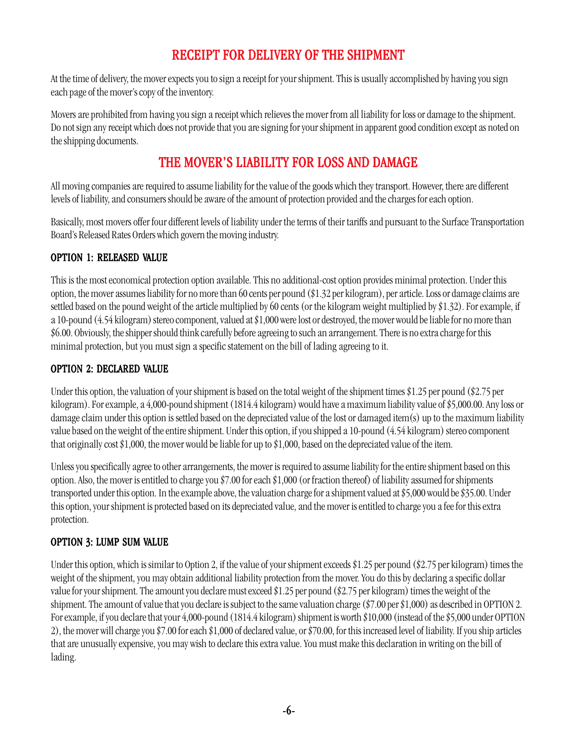## RECEIPT FOR DELIVERY OF THE SHIPMENT

At the time of delivery, the mover expects you to sign a receipt for your shipment. This is usually accomplished by having you sign each page of the mover's copy of the inventory.

Movers are prohibited from having you sign a receipt which relieves the mover from all liability for loss or damage to the shipment. Do not sign any receipt which does not provide that you are signing for your shipment in apparent good condition except as noted on the shipping documents.

## THE MOVER'S LIABILITY FOR LOSS AND DAMAGE

All moving companies are required to assume liability for the value of the goods which they transport. However, there are different levels of liability, and consumers should be aware of the amount of protection provided and the charges for each option.

Basically, most movers offer four different levels of liability under the terms of their tariffs and pursuant to the Surface Transportation Board's Released Rates Orders which govern the moving industry.

### OPTION 1: RELEASED VALUE

This is the most economical protection option available. This no additional-cost option provides minimal protection. Under this option, the mover assumes liability for no more than 60 cents per pound ($1.32 per kilogram), per article. Loss or damage claims are settled based on the pound weight of the article multiplied by 60 cents (or the kilogram weight multiplied by $1.32). For example, if a 10-pound (4.54 kilogram) stereo component, valued at $1,000 were lost or destroyed, the mover would be liable for no more than $6.00. Obviously, the shipper should think carefully before agreeing to such an arrangement. There is no extra charge for this minimal protection, but you must sign a specific statement on the bill of lading agreeing to it.

### OPTION 2: DECLARED VALUE

Under this option, the valuation of your shipment is based on the total weight of the shipment times $1.25 per pound ($2.75 per kilogram). For example, a 4,000-pound shipment (1814.4 kilogram) would have a maximum liability value of $5,000.00. Any loss or damage claim under this option is settled based on the depreciated value of the lost or damaged item(s) up to the maximum liability value based on the weight of the entire shipment. Under this option, if you shipped a 10-pound (4.54 kilogram) stereo component that originally cost $1,000, the mover would be liable for up to $1,000, based on the depreciated value of the item.

Unless you specifically agree to other arrangements, the mover is required to assume liability for the entire shipment based on this option. Also, the mover is entitled to charge you $7.00 for each $1,000 (or fraction thereof) of liability assumed for shipments transported under this option. In the example above, the valuation charge for a shipment valued at $5,000 would be $35.00. Under this option, your shipment is protected based on its depreciated value, and the mover is entitled to charge you a fee for this extra protection.

### OPTION 3: LUMP SUM VALUE

Under this option, which is similar to Option 2, if the value of your shipment exceeds $1.25 per pound ($2.75 per kilogram) times the weight of the shipment, you may obtain additional liability protection from the mover. You do this by declaring a specific dollar value for your shipment. The amount you declare must exceed $1.25 per pound ($2.75 per kilogram) times the weight of the shipment. The amount of value that you declare is subject to the same valuation charge ($7.00 per $1,000) as described in OPTION 2. For example, if you declare that your 4,000-pound (1814.4 kilogram) shipment is worth $10,000 (instead of the $5,000 under OPTION 2), the mover will charge you $7.00 for each $1,000 of declared value, or $70.00, for this increased level of liability. If you ship articles that are unusually expensive, you may wish to declare this extra value. You must make this declaration in writing on the bill of lading.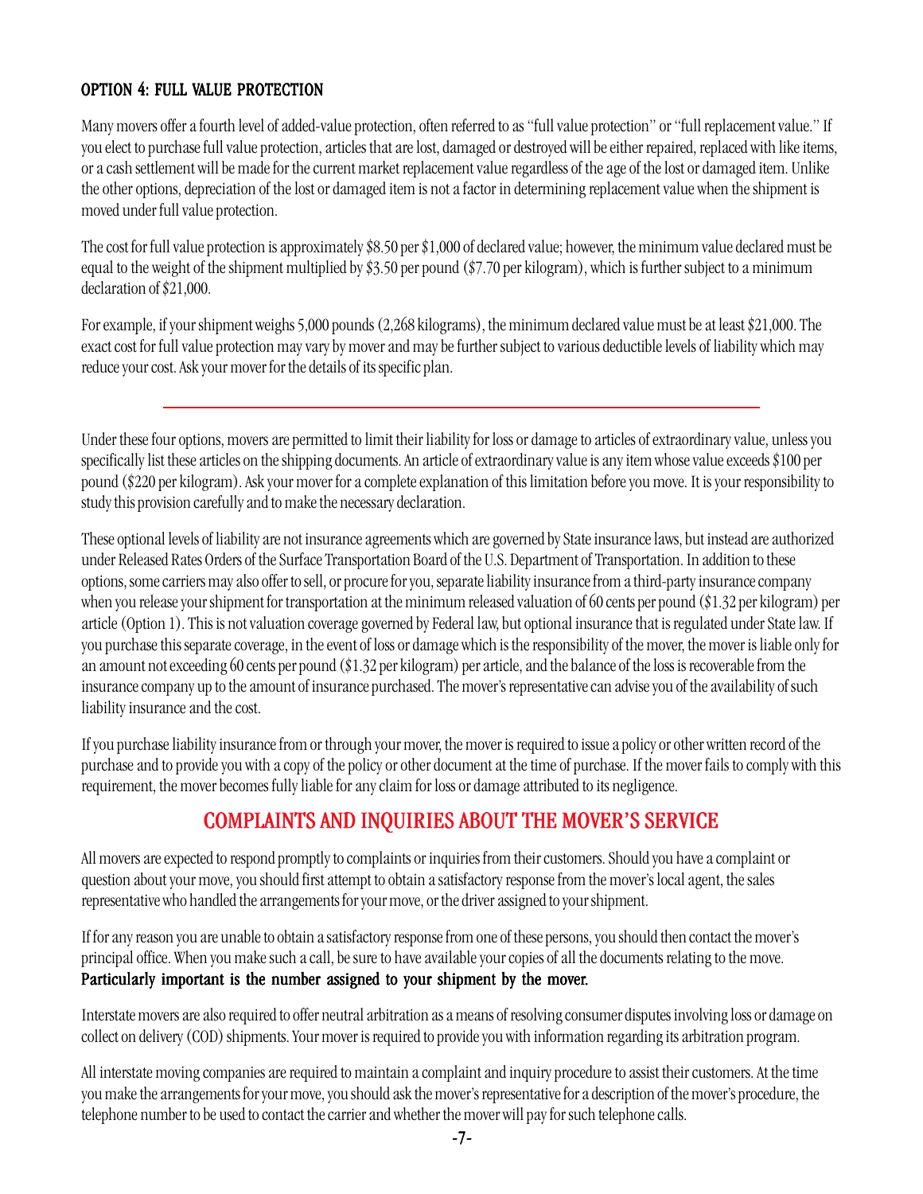### OPTION 4: FULL VALUE PROTECTION

Many movers offer a fourth level of added-value protection, often referred to as "full value protection" or "full replacement value." If you elect to purchase full value protection, articles that are lost, damaged or destroyed will be either repaired, replaced with like items, or a cash settlement will be made for the current market replacement value regardless of the age of the lost or damaged item. Unlike the other options, depreciation of the lost or damaged item is not a factor in determining replacement value when the shipment is moved under full value protection.

The cost for full value protection is approximately $8.50 per $1,000 of declared value; however, the minimum value declared must be equal to the weight of the shipment multiplied by $3.50 per pound ($7.70 per kilogram), which is further subject to a minimum declaration of $21,000.

For example, if your shipment weighs 5,000 pounds (2,268 kilograms), the minimum declared value must be at least $21,000. The exact cost for full value protection may vary by mover and may be further subject to various deductible levels of liability which may reduce your cost. Ask your mover for the details of its specific plan.

---

Under these four options, movers are permitted to limit their liability for loss or damage to articles of extraordinary value, unless you specifically list these articles on the shipping documents. An article of extraordinary value is any item whose value exceeds $100 per pound ($220 per kilogram). Ask your mover for a complete explanation of this limitation before you move. It is your responsibility to study this provision carefully and to make the necessary declaration.

These optional levels of liability are not insurance agreements which are governed by State insurance laws, but instead are authorized under Released Rates Orders of the Surface Transportation Board of the U.S. Department of Transportation. In addition to these options, some carriers may also offer to sell, or procure for you, separate liability insurance from a third-party insurance company when you release your shipment for transportation at the minimum released valuation of 60 cents per pound ($1.32 per kilogram) per article (Option 1). This is not valuation coverage governed by Federal law, but optional insurance that is regulated under State law. If you purchase this separate coverage, in the event of loss or damage which is the responsibility of the mover, the mover is liable only for an amount not exceeding 60 cents per pound ($1.32 per kilogram) per article, and the balance of the loss is recoverable from the insurance company up to the amount of insurance purchased. The mover's representative can advise you of the availability of such liability insurance and the cost.

If you purchase liability insurance from or through your mover, the mover is required to issue a policy or other written record of the purchase and to provide you with a copy of the policy or other document at the time of purchase. If the mover fails to comply with this requirement, the mover becomes fully liable for any claim for loss or damage attributed to its negligence.

## COMPLAINTS AND INQUIRIES ABOUT THE MOVER'S SERVICE

All movers are expected to respond promptly to complaints or inquiries from their customers. Should you have a complaint or question about your move, you should first attempt to obtain a satisfactory response from the mover's local agent, the sales representative who handled the arrangements for your move, or the driver assigned to your shipment.

If for any reason you are unable to obtain a satisfactory response from one of these persons, you should then contact the mover's principal office. When you make such a call, be sure to have available your copies of all the documents relating to the move. **Particularly important is the number assigned to your shipment by the mover.**

Interstate movers are also required to offer neutral arbitration as a means of resolving consumer disputes involving loss or damage on collect on delivery (COD) shipments. Your mover is required to provide you with information regarding its arbitration program.

All interstate moving companies are required to maintain a complaint and inquiry procedure to assist their customers. At the time you make the arrangements for your move, you should ask the mover's representative for a description of the mover's procedure, the telephone number to be used to contact the carrier and whether the mover will pay for such telephone calls.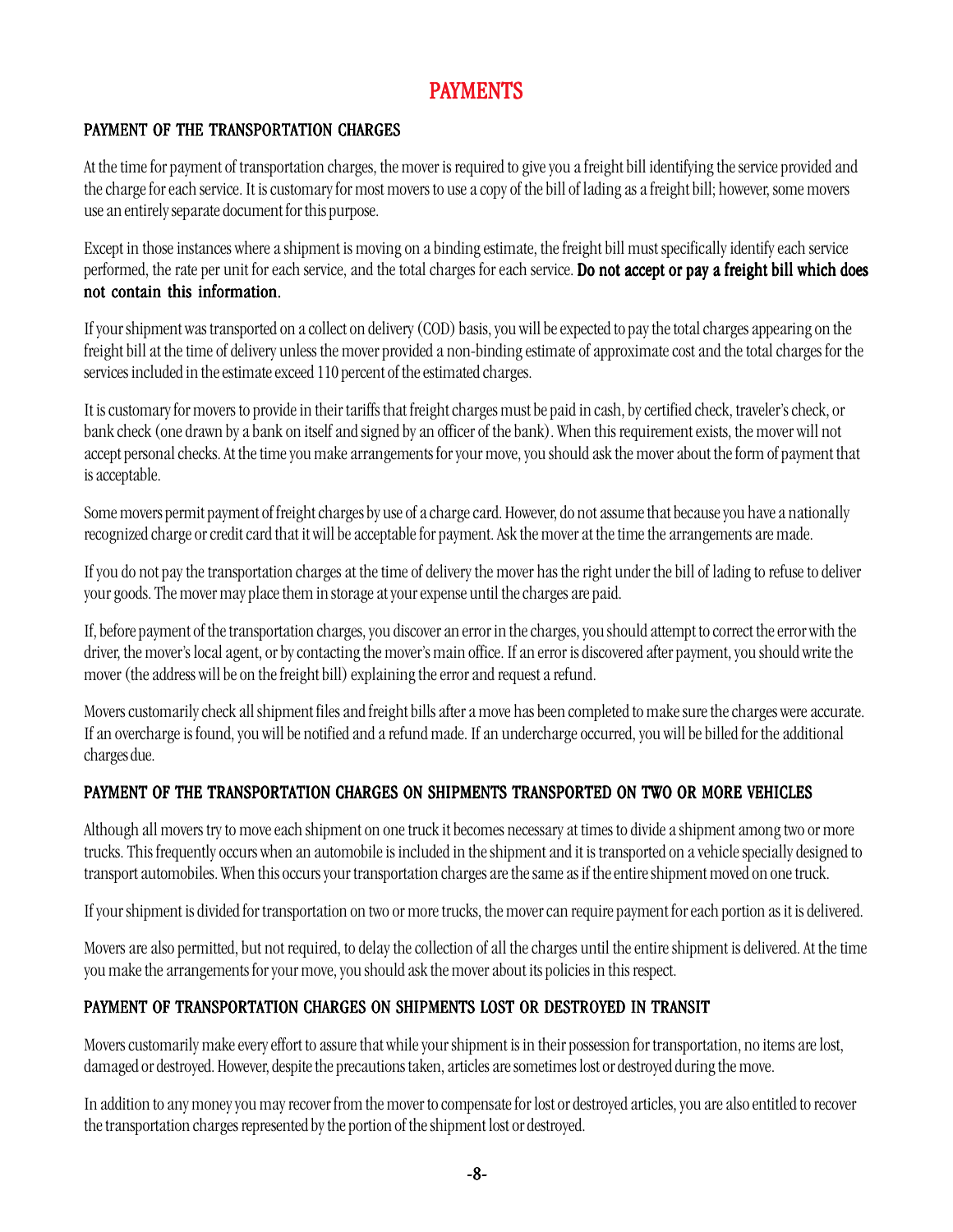# PAYMENTS

## PAYMENT OF THE TRANSPORTATION CHARGES

At the time for payment of transportation charges, the mover is required to give you a freight bill identifying the service provided and the charge for each service. It is customary for most movers to use a copy of the bill of lading as a freight bill; however, some movers use an entirely separate document for this purpose.

Except in those instances where a shipment is moving on a binding estimate, the freight bill must specifically identify each service performed, the rate per unit for each service, and the total charges for each service. **Do not accept or pay a freight bill which does not contain this information.**

If your shipment was transported on a collect on delivery (COD) basis, you will be expected to pay the total charges appearing on the freight bill at the time of delivery unless the mover provided a non-binding estimate of approximate cost and the total charges for the services included in the estimate exceed 110 percent of the estimated charges.

It is customary for movers to provide in their tariffs that freight charges must be paid in cash, by certified check, traveler's check, or bank check (one drawn by a bank on itself and signed by an officer of the bank). When this requirement exists, the mover will not accept personal checks. At the time you make arrangements for your move, you should ask the mover about the form of payment that is acceptable.

Some movers permit payment of freight charges by use of a charge card. However, do not assume that because you have a nationally recognized charge or credit card that it will be acceptable for payment. Ask the mover at the time the arrangements are made.

If you do not pay the transportation charges at the time of delivery the mover has the right under the bill of lading to refuse to deliver your goods. The mover may place them in storage at your expense until the charges are paid.

If, before payment of the transportation charges, you discover an error in the charges, you should attempt to correct the error with the driver, the mover's local agent, or by contacting the mover's main office. If an error is discovered after payment, you should write the mover (the address will be on the freight bill) explaining the error and request a refund.

Movers customarily check all shipment files and freight bills after a move has been completed to make sure the charges were accurate. If an overcharge is found, you will be notified and a refund made. If an undercharge occurred, you will be billed for the additional charges due.

## PAYMENT OF THE TRANSPORTATION CHARGES ON SHIPMENTS TRANSPORTED ON TWO OR MORE VEHICLES

Although all movers try to move each shipment on one truck it becomes necessary at times to divide a shipment among two or more trucks. This frequently occurs when an automobile is included in the shipment and it is transported on a vehicle specially designed to transport automobiles. When this occurs your transportation charges are the same as if the entire shipment moved on one truck.

If your shipment is divided for transportation on two or more trucks, the mover can require payment for each portion as it is delivered.

Movers are also permitted, but not required, to delay the collection of all the charges until the entire shipment is delivered. At the time you make the arrangements for your move, you should ask the mover about its policies in this respect.

## PAYMENT OF TRANSPORTATION CHARGES ON SHIPMENTS LOST OR DESTROYED IN TRANSIT

Movers customarily make every effort to assure that while your shipment is in their possession for transportation, no items are lost, damaged or destroyed. However, despite the precautions taken, articles are sometimes lost or destroyed during the move.

In addition to any money you may recover from the mover to compensate for lost or destroyed articles, you are also entitled to recover the transportation charges represented by the portion of the shipment lost or destroyed.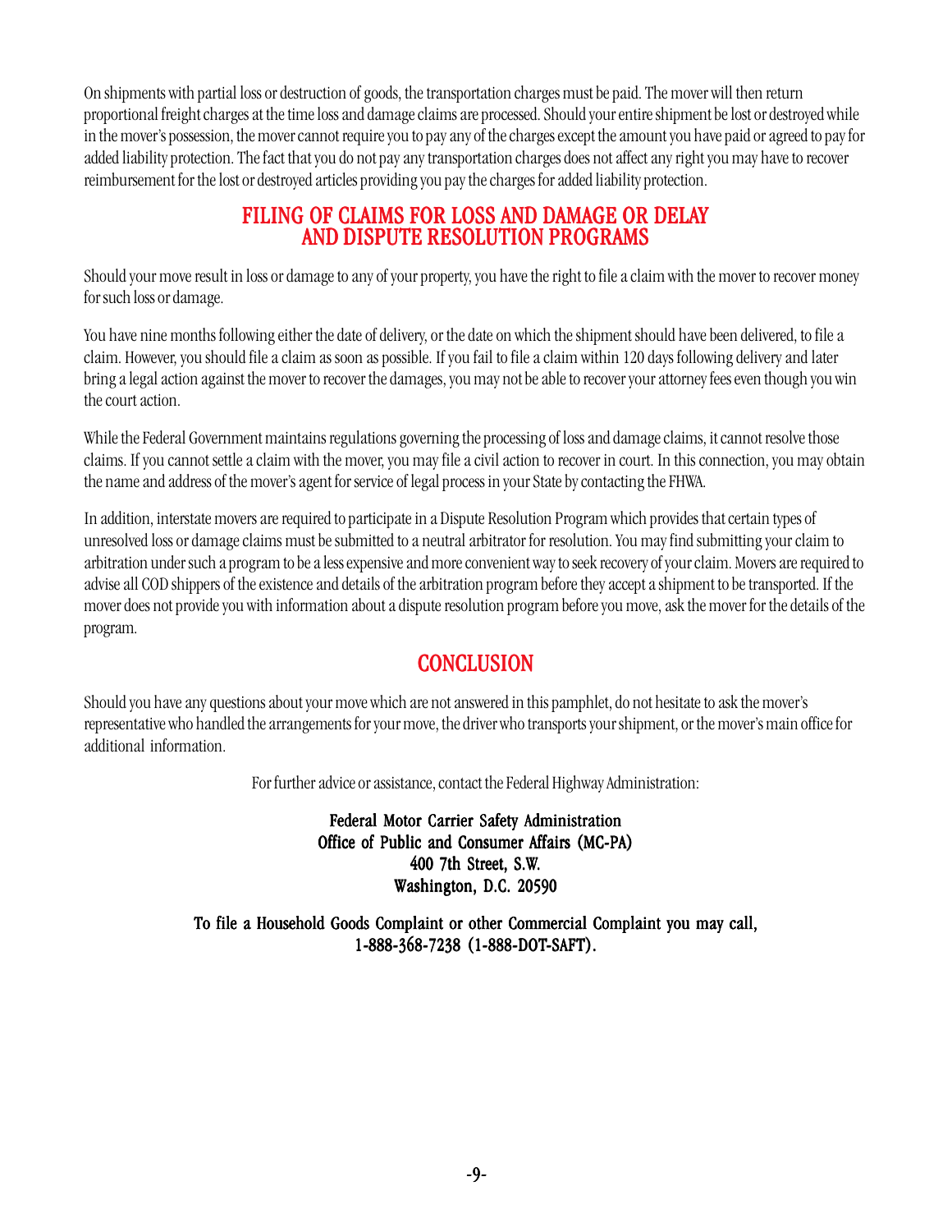On shipments with partial loss or destruction of goods, the transportation charges must be paid. The mover will then return proportional freight charges at the time loss and damage claims are processed. Should your entire shipment be lost or destroyed while in the mover's possession, the mover cannot require you to pay any of the charges except the amount you have paid or agreed to pay for added liability protection. The fact that you do not pay any transportation charges does not affect any right you may have to recover reimbursement for the lost or destroyed articles providing you pay the charges for added liability protection.

## FILING OF CLAIMS FOR LOSS AND DAMAGE OR DELAY AND DISPUTE RESOLUTION PROGRAMS

Should your move result in loss or damage to any of your property, you have the right to file a claim with the mover to recover money for such loss or damage.

You have nine months following either the date of delivery, or the date on which the shipment should have been delivered, to file a claim. However, you should file a claim as soon as possible. If you fail to file a claim within 120 days following delivery and later bring a legal action against the mover to recover the damages, you may not be able to recover your attorney fees even though you win the court action.

While the Federal Government maintains regulations governing the processing of loss and damage claims, it cannot resolve those claims. If you cannot settle a claim with the mover, you may file a civil action to recover in court. In this connection, you may obtain the name and address of the mover's agent for service of legal process in your State by contacting the FHWA.

In addition, interstate movers are required to participate in a Dispute Resolution Program which provides that certain types of unresolved loss or damage claims must be submitted to a neutral arbitrator for resolution. You may find submitting your claim to arbitration under such a program to be a less expensive and more convenient way to seek recovery of your claim. Movers are required to advise all COD shippers of the existence and details of the arbitration program before they accept a shipment to be transported. If the mover does not provide you with information about a dispute resolution program before you move, ask the mover for the details of the program.

## CONCLUSION

Should you have any questions about your move which are not answered in this pamphlet, do not hesitate to ask the mover's representative who handled the arrangements for your move, the driver who transports your shipment, or the mover's main office for additional information.

For further advice or assistance, contact the Federal Highway Administration:

**Federal Motor Carrier Safety Administration**
**Office of Public and Consumer Affairs (MC-PA)**
**400 7th Street, S.W.**
**Washington, D.C. 20590**

**To file a Household Goods Complaint or other Commercial Complaint you may call, 1-888-368-7238 (1-888-DOT-SAFT).**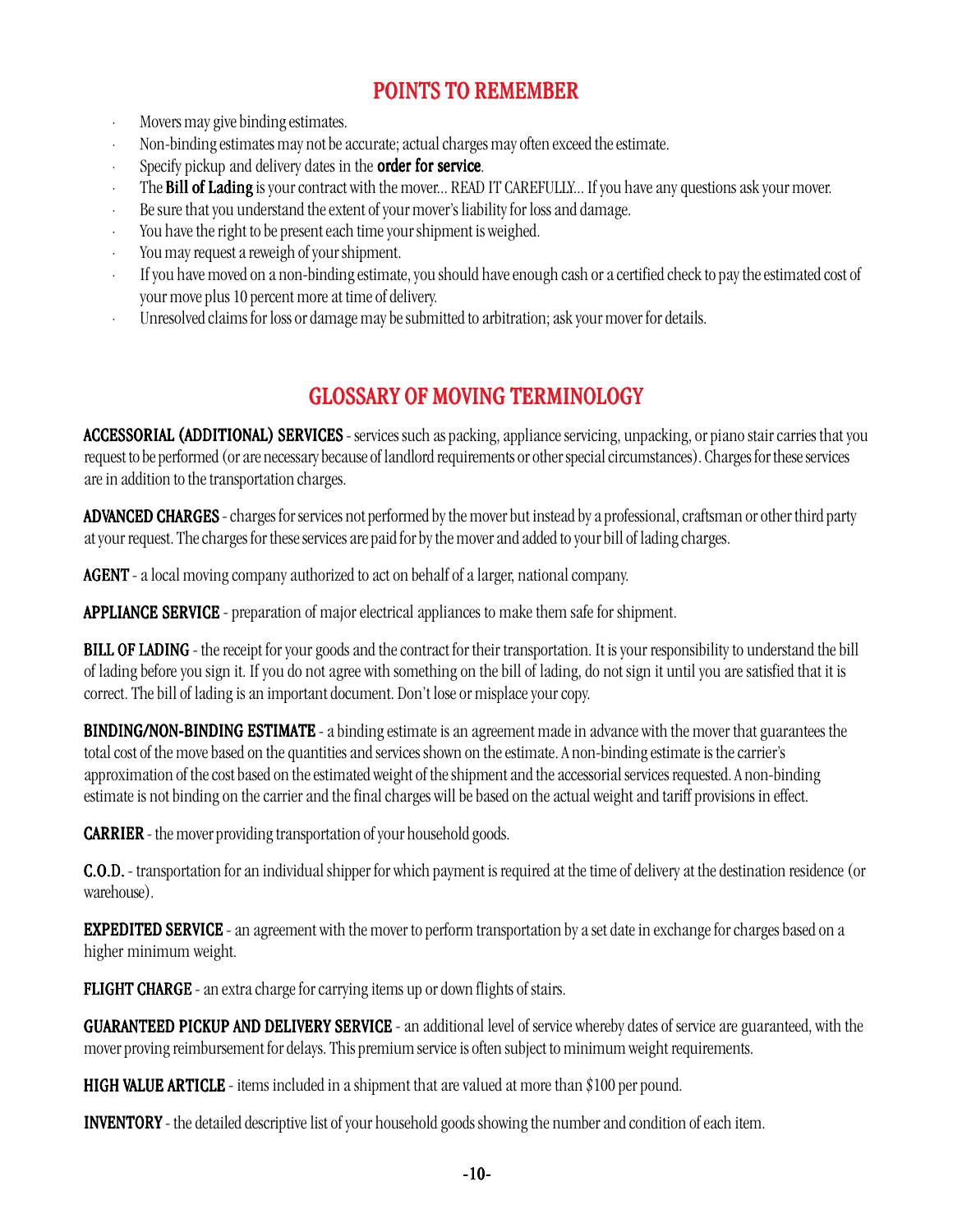## POINTS TO REMEMBER

- Movers may give binding estimates.
- Non-binding estimates may not be accurate; actual charges may often exceed the estimate.
- Specify pickup and delivery dates in the **order for service**.
- The **Bill of Lading** is your contract with the mover... READ IT CAREFULLY... If you have any questions ask your mover.
- Be sure that you understand the extent of your mover's liability for loss and damage.
- You have the right to be present each time your shipment is weighed.
- You may request a reweigh of your shipment.
- If you have moved on a non-binding estimate, you should have enough cash or a certified check to pay the estimated cost of your move plus 10 percent more at time of delivery.
- Unresolved claims for loss or damage may be submitted to arbitration; ask your mover for details.

## GLOSSARY OF MOVING TERMINOLOGY

**ACCESSORIAL (ADDITIONAL) SERVICES** - services such as packing, appliance servicing, unpacking, or piano stair carries that you request to be performed (or are necessary because of landlord requirements or other special circumstances). Charges for these services are in addition to the transportation charges.

**ADVANCED CHARGES** - charges for services not performed by the mover but instead by a professional, craftsman or other third party at your request. The charges for these services are paid for by the mover and added to your bill of lading charges.

**AGENT** - a local moving company authorized to act on behalf of a larger, national company.

**APPLIANCE SERVICE** - preparation of major electrical appliances to make them safe for shipment.

**BILL OF LADING** - the receipt for your goods and the contract for their transportation. It is your responsibility to understand the bill of lading before you sign it. If you do not agree with something on the bill of lading, do not sign it until you are satisfied that it is correct. The bill of lading is an important document. Don't lose or misplace your copy.

**BINDING/NON-BINDING ESTIMATE** - a binding estimate is an agreement made in advance with the mover that guarantees the total cost of the move based on the quantities and services shown on the estimate. A non-binding estimate is the carrier's approximation of the cost based on the estimated weight of the shipment and the accessorial services requested. A non-binding estimate is not binding on the carrier and the final charges will be based on the actual weight and tariff provisions in effect.

**CARRIER** - the mover providing transportation of your household goods.

**C.O.D.** - transportation for an individual shipper for which payment is required at the time of delivery at the destination residence (or warehouse).

**EXPEDITED SERVICE** - an agreement with the mover to perform transportation by a set date in exchange for charges based on a higher minimum weight.

**FLIGHT CHARGE** - an extra charge for carrying items up or down flights of stairs.

**GUARANTEED PICKUP AND DELIVERY SERVICE** - an additional level of service whereby dates of service are guaranteed, with the mover proving reimbursement for delays. This premium service is often subject to minimum weight requirements.

**HIGH VALUE ARTICLE** - items included in a shipment that are valued at more than $100 per pound.

**INVENTORY** - the detailed descriptive list of your household goods showing the number and condition of each item.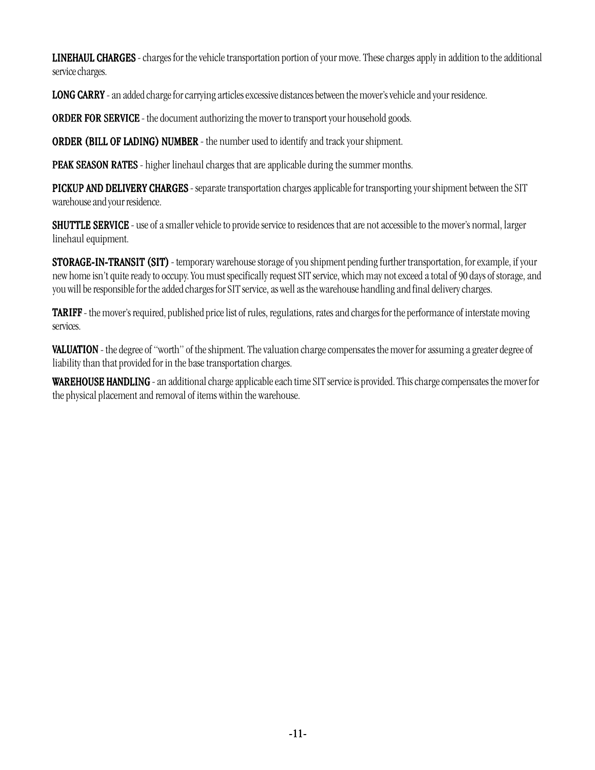**LINEHAUL CHARGES** - charges for the vehicle transportation portion of your move. These charges apply in addition to the additional service charges.

**LONG CARRY** - an added charge for carrying articles excessive distances between the mover's vehicle and your residence.

**ORDER FOR SERVICE** - the document authorizing the mover to transport your household goods.

**ORDER (BILL OF LADING) NUMBER** - the number used to identify and track your shipment.

**PEAK SEASON RATES** - higher linehaul charges that are applicable during the summer months.

**PICKUP AND DELIVERY CHARGES** - separate transportation charges applicable for transporting your shipment between the SIT warehouse and your residence.

**SHUTTLE SERVICE** - use of a smaller vehicle to provide service to residences that are not accessible to the mover's normal, larger linehaul equipment.

**STORAGE-IN-TRANSIT (SIT)** - temporary warehouse storage of you shipment pending further transportation, for example, if your new home isn't quite ready to occupy. You must specifically request SIT service, which may not exceed a total of 90 days of storage, and you will be responsible for the added charges for SIT service, as well as the warehouse handling and final delivery charges.

**TARIFF** - the mover's required, published price list of rules, regulations, rates and charges for the performance of interstate moving services.

**VALUATION** - the degree of "worth" of the shipment. The valuation charge compensates the mover for assuming a greater degree of liability than that provided for in the base transportation charges.

**WAREHOUSE HANDLING** - an additional charge applicable each time SIT service is provided. This charge compensates the mover for the physical placement and removal of items within the warehouse.